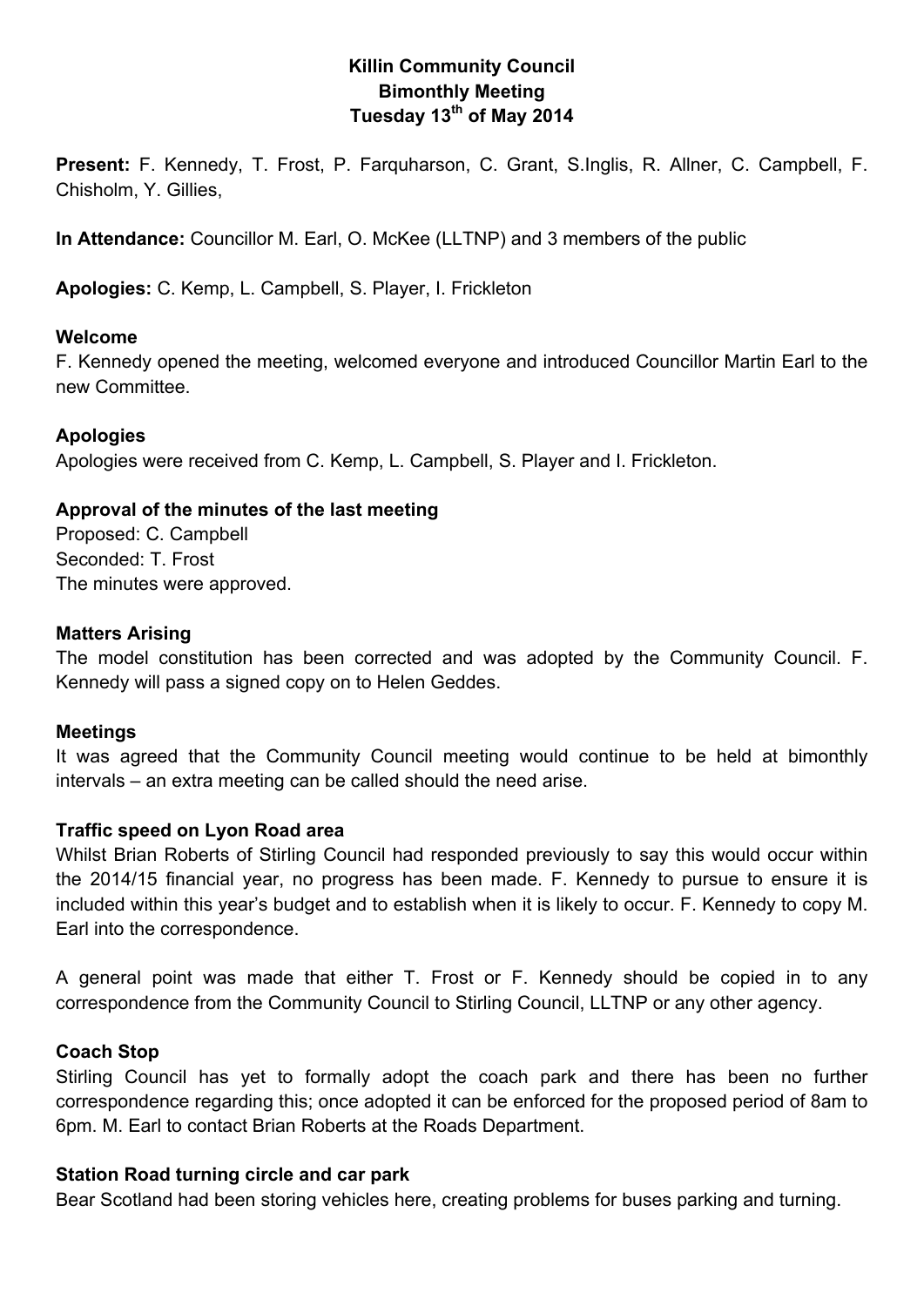# Killin Community Council
## Bimonthly Meeting
## Tuesday 13th of May 2014

**Present:** F. Kennedy, T. Frost, P. Farquharson, C. Grant, S.Inglis, R. Allner, C. Campbell, F. Chisholm, Y. Gillies,

**In Attendance:** Councillor M. Earl, O. McKee (LLTNP) and 3 members of the public

**Apologies:** C. Kemp, L. Campbell, S. Player, I. Frickleton

### Welcome

F. Kennedy opened the meeting, welcomed everyone and introduced Councillor Martin Earl to the new Committee.

### Apologies

Apologies were received from C. Kemp, L. Campbell, S. Player and I. Frickleton.

### Approval of the minutes of the last meeting

Proposed: C. Campbell
Seconded: T. Frost
The minutes were approved.

### Matters Arising

The model constitution has been corrected and was adopted by the Community Council. F. Kennedy will pass a signed copy on to Helen Geddes.

### Meetings

It was agreed that the Community Council meeting would continue to be held at bimonthly intervals – an extra meeting can be called should the need arise.

### Traffic speed on Lyon Road area

Whilst Brian Roberts of Stirling Council had responded previously to say this would occur within the 2014/15 financial year, no progress has been made. F. Kennedy to pursue to ensure it is included within this year's budget and to establish when it is likely to occur. F. Kennedy to copy M. Earl into the correspondence.

A general point was made that either T. Frost or F. Kennedy should be copied in to any correspondence from the Community Council to Stirling Council, LLTNP or any other agency.

### Coach Stop

Stirling Council has yet to formally adopt the coach park and there has been no further correspondence regarding this; once adopted it can be enforced for the proposed period of 8am to 6pm. M. Earl to contact Brian Roberts at the Roads Department.

### Station Road turning circle and car park

Bear Scotland had been storing vehicles here, creating problems for buses parking and turning.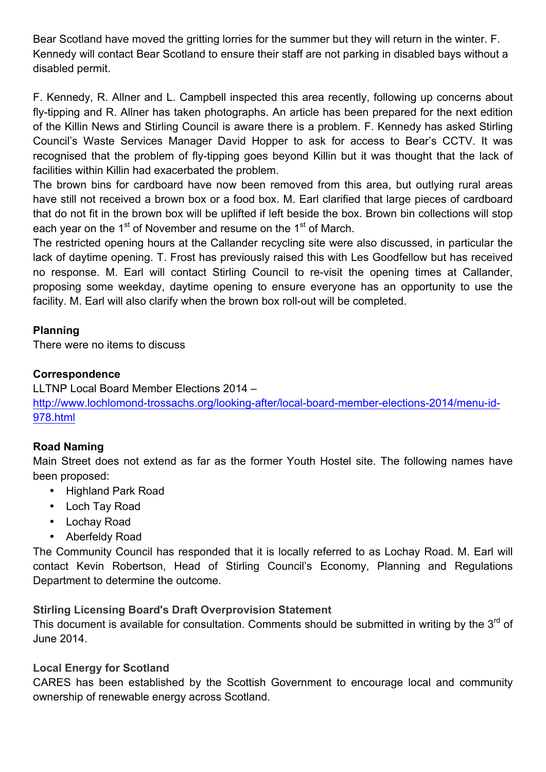Bear Scotland have moved the gritting lorries for the summer but they will return in the winter. F. Kennedy will contact Bear Scotland to ensure their staff are not parking in disabled bays without a disabled permit.

F. Kennedy, R. Allner and L. Campbell inspected this area recently, following up concerns about fly-tipping and R. Allner has taken photographs. An article has been prepared for the next edition of the Killin News and Stirling Council is aware there is a problem. F. Kennedy has asked Stirling Council's Waste Services Manager David Hopper to ask for access to Bear's CCTV. It was recognised that the problem of fly-tipping goes beyond Killin but it was thought that the lack of facilities within Killin had exacerbated the problem.

The brown bins for cardboard have now been removed from this area, but outlying rural areas have still not received a brown box or a food box. M. Earl clarified that large pieces of cardboard that do not fit in the brown box will be uplifted if left beside the box. Brown bin collections will stop each year on the 1st of November and resume on the 1st of March.

The restricted opening hours at the Callander recycling site were also discussed, in particular the lack of daytime opening. T. Frost has previously raised this with Les Goodfellow but has received no response. M. Earl will contact Stirling Council to re-visit the opening times at Callander, proposing some weekday, daytime opening to ensure everyone has an opportunity to use the facility. M. Earl will also clarify when the brown box roll-out will be completed.

**Planning**

There were no items to discuss

**Correspondence**

LLTNP Local Board Member Elections 2014 –
http://www.lochlomond-trossachs.org/looking-after/local-board-member-elections-2014/menu-id-978.html

**Road Naming**

Main Street does not extend as far as the former Youth Hostel site. The following names have been proposed:

- Highland Park Road
- Loch Tay Road
- Lochay Road
- Aberfeldy Road

The Community Council has responded that it is locally referred to as Lochay Road. M. Earl will contact Kevin Robertson, Head of Stirling Council's Economy, Planning and Regulations Department to determine the outcome.

**Stirling Licensing Board's Draft Overprovision Statement**

This document is available for consultation. Comments should be submitted in writing by the 3rd of June 2014.

**Local Energy for Scotland**

CARES has been established by the Scottish Government to encourage local and community ownership of renewable energy across Scotland.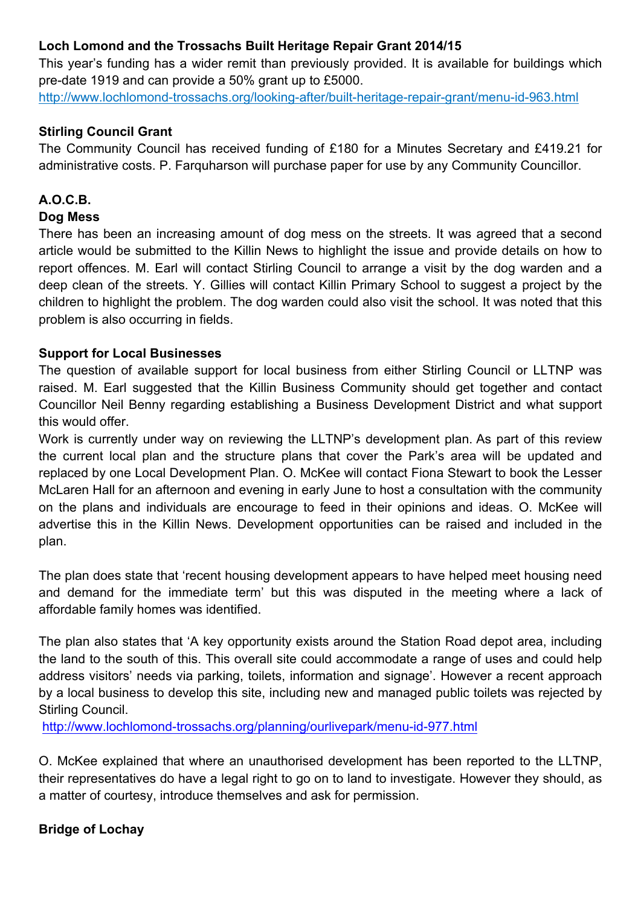**Loch Lomond and the Trossachs Built Heritage Repair Grant 2014/15**

This year's funding has a wider remit than previously provided. It is available for buildings which pre-date 1919 and can provide a 50% grant up to £5000.
http://www.lochlomond-trossachs.org/looking-after/built-heritage-repair-grant/menu-id-963.html

**Stirling Council Grant**

The Community Council has received funding of £180 for a Minutes Secretary and £419.21 for administrative costs. P. Farquharson will purchase paper for use by any Community Councillor.

**A.O.C.B.**

**Dog Mess**

There has been an increasing amount of dog mess on the streets. It was agreed that a second article would be submitted to the Killin News to highlight the issue and provide details on how to report offences. M. Earl will contact Stirling Council to arrange a visit by the dog warden and a deep clean of the streets. Y. Gillies will contact Killin Primary School to suggest a project by the children to highlight the problem. The dog warden could also visit the school. It was noted that this problem is also occurring in fields.

**Support for Local Businesses**

The question of available support for local business from either Stirling Council or LLTNP was raised. M. Earl suggested that the Killin Business Community should get together and contact Councillor Neil Benny regarding establishing a Business Development District and what support this would offer.

Work is currently under way on reviewing the LLTNP's development plan. As part of this review the current local plan and the structure plans that cover the Park's area will be updated and replaced by one Local Development Plan. O. McKee will contact Fiona Stewart to book the Lesser McLaren Hall for an afternoon and evening in early June to host a consultation with the community on the plans and individuals are encourage to feed in their opinions and ideas. O. McKee will advertise this in the Killin News. Development opportunities can be raised and included in the plan.

The plan does state that 'recent housing development appears to have helped meet housing need and demand for the immediate term' but this was disputed in the meeting where a lack of affordable family homes was identified.

The plan also states that 'A key opportunity exists around the Station Road depot area, including the land to the south of this. This overall site could accommodate a range of uses and could help address visitors' needs via parking, toilets, information and signage'. However a recent approach by a local business to develop this site, including new and managed public toilets was rejected by Stirling Council.
http://www.lochlomond-trossachs.org/planning/ourlivepark/menu-id-977.html

O. McKee explained that where an unauthorised development has been reported to the LLTNP, their representatives do have a legal right to go on to land to investigate. However they should, as a matter of courtesy, introduce themselves and ask for permission.

**Bridge of Lochay**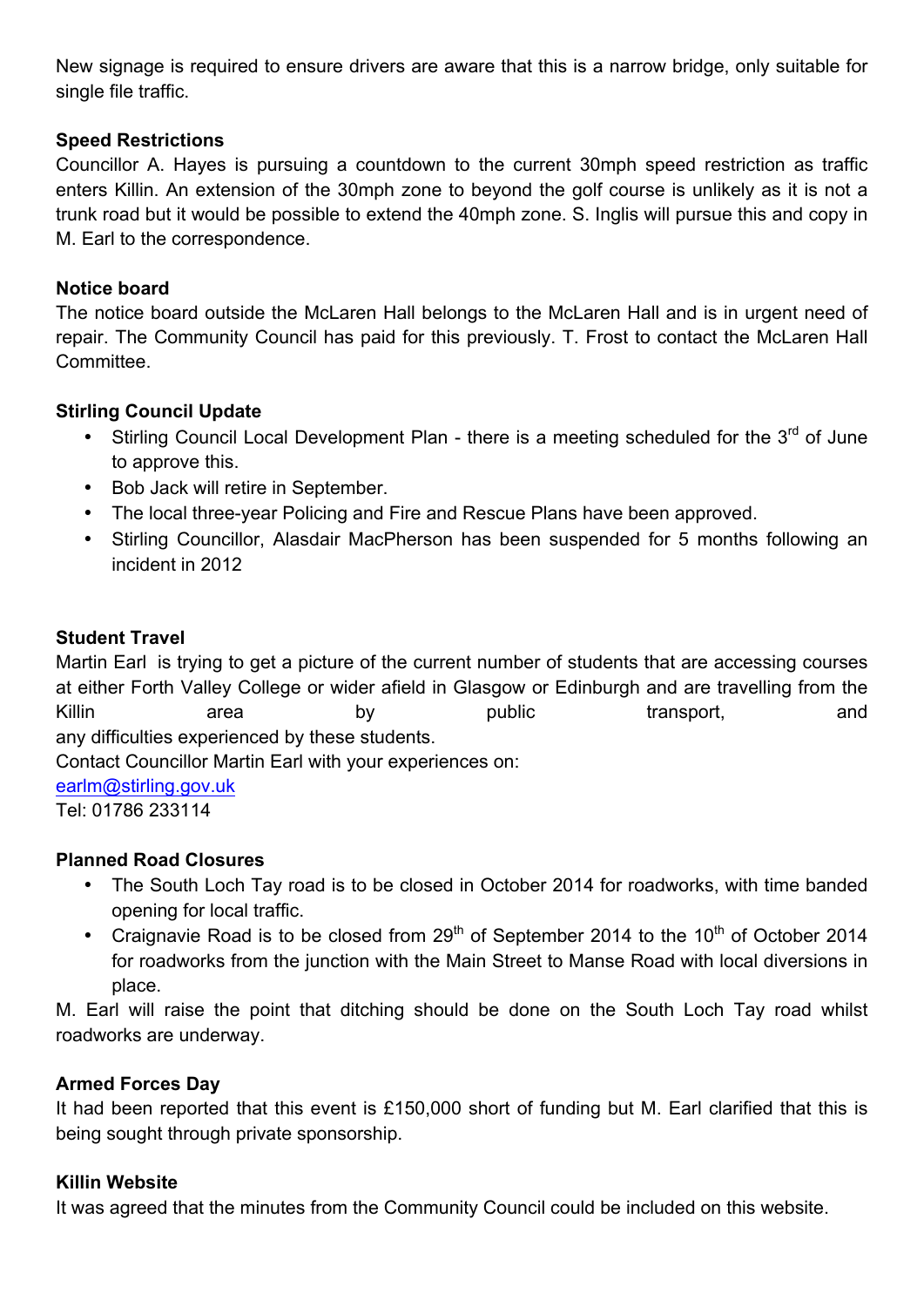New signage is required to ensure drivers are aware that this is a narrow bridge, only suitable for single file traffic.

**Speed Restrictions**

Councillor A. Hayes is pursuing a countdown to the current 30mph speed restriction as traffic enters Killin. An extension of the 30mph zone to beyond the golf course is unlikely as it is not a trunk road but it would be possible to extend the 40mph zone. S. Inglis will pursue this and copy in M. Earl to the correspondence.

**Notice board**

The notice board outside the McLaren Hall belongs to the McLaren Hall and is in urgent need of repair. The Community Council has paid for this previously. T. Frost to contact the McLaren Hall Committee.

**Stirling Council Update**

- Stirling Council Local Development Plan - there is a meeting scheduled for the 3rd of June to approve this.
- Bob Jack will retire in September.
- The local three-year Policing and Fire and Rescue Plans have been approved.
- Stirling Councillor, Alasdair MacPherson has been suspended for 5 months following an incident in 2012

**Student Travel**

Martin Earl is trying to get a picture of the current number of students that are accessing courses at either Forth Valley College or wider afield in Glasgow or Edinburgh and are travelling from the Killin area by public transport, and any difficulties experienced by these students.

Contact Councillor Martin Earl with your experiences on:

earlm@stirling.gov.uk

Tel: 01786 233114

**Planned Road Closures**

- The South Loch Tay road is to be closed in October 2014 for roadworks, with time banded opening for local traffic.
- Craignavie Road is to be closed from 29th of September 2014 to the 10th of October 2014 for roadworks from the junction with the Main Street to Manse Road with local diversions in place.

M. Earl will raise the point that ditching should be done on the South Loch Tay road whilst roadworks are underway.

**Armed Forces Day**

It had been reported that this event is £150,000 short of funding but M. Earl clarified that this is being sought through private sponsorship.

**Killin Website**

It was agreed that the minutes from the Community Council could be included on this website.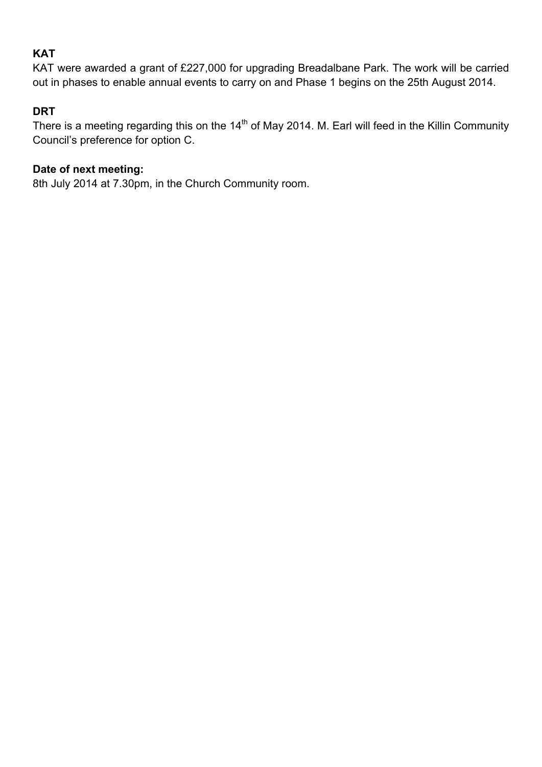**KAT**

KAT were awarded a grant of £227,000 for upgrading Breadalbane Park. The work will be carried out in phases to enable annual events to carry on and Phase 1 begins on the 25th August 2014.

**DRT**

There is a meeting regarding this on the 14th of May 2014. M. Earl will feed in the Killin Community Council's preference for option C.

**Date of next meeting:**

8th July 2014 at 7.30pm, in the Church Community room.